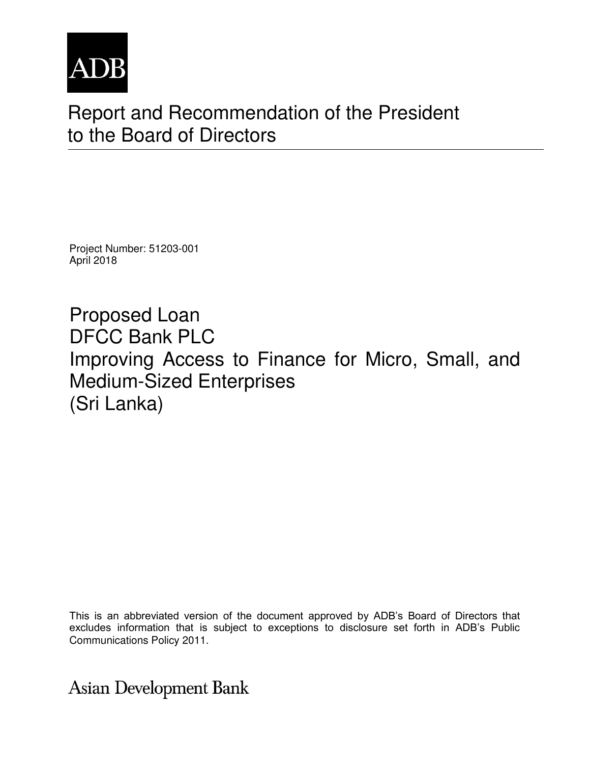ADB

# Report and Recommendation of the President to the Board of Directors

Project Number: 51203-001
April 2018

## Proposed Loan
## DFCC Bank PLC
## Improving Access to Finance for Micro, Small, and Medium-Sized Enterprises
## (Sri Lanka)

This is an abbreviated version of the document approved by ADB's Board of Directors that excludes information that is subject to exceptions to disclosure set forth in ADB's Public Communications Policy 2011.

Asian Development Bank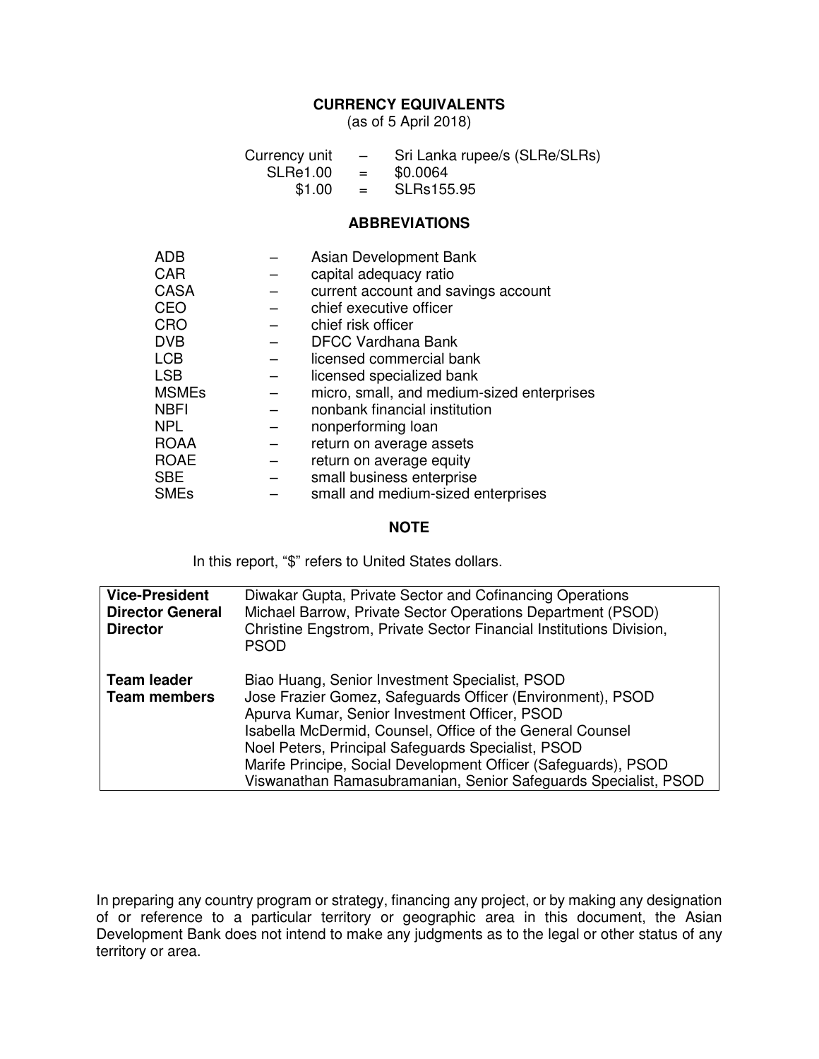## CURRENCY EQUIVALENTS

(as of 5 April 2018)

| | | |
|---|---|---|
| Currency unit | – | Sri Lanka rupee/s (SLRe/SLRs) |
| SLRe1.00 | = | $0.0064 |
| $1.00 | = | SLRs155.95 |

## ABBREVIATIONS

| | | |
|---|---|---|
| ADB | – | Asian Development Bank |
| CAR | – | capital adequacy ratio |
| CASA | – | current account and savings account |
| CEO | – | chief executive officer |
| CRO | – | chief risk officer |
| DVB | – | DFCC Vardhana Bank |
| LCB | – | licensed commercial bank |
| LSB | – | licensed specialized bank |
| MSMEs | – | micro, small, and medium-sized enterprises |
| NBFI | – | nonbank financial institution |
| NPL | – | nonperforming loan |
| ROAA | – | return on average assets |
| ROAE | – | return on average equity |
| SBE | – | small business enterprise |
| SMEs | – | small and medium-sized enterprises |

## NOTE

In this report, "$" refers to United States dollars.

| | |
|---|---|
| **Vice-President** | Diwakar Gupta, Private Sector and Cofinancing Operations |
| **Director General** | Michael Barrow, Private Sector Operations Department (PSOD) |
| **Director** | Christine Engstrom, Private Sector Financial Institutions Division, PSOD |
| **Team leader** | Biao Huang, Senior Investment Specialist, PSOD |
| **Team members** | Jose Frazier Gomez, Safeguards Officer (Environment), PSOD |
| | Apurva Kumar, Senior Investment Officer, PSOD |
| | Isabella McDermid, Counsel, Office of the General Counsel |
| | Noel Peters, Principal Safeguards Specialist, PSOD |
| | Marife Principe, Social Development Officer (Safeguards), PSOD |
| | Viswanathan Ramasubramanian, Senior Safeguards Specialist, PSOD |

In preparing any country program or strategy, financing any project, or by making any designation of or reference to a particular territory or geographic area in this document, the Asian Development Bank does not intend to make any judgments as to the legal or other status of any territory or area.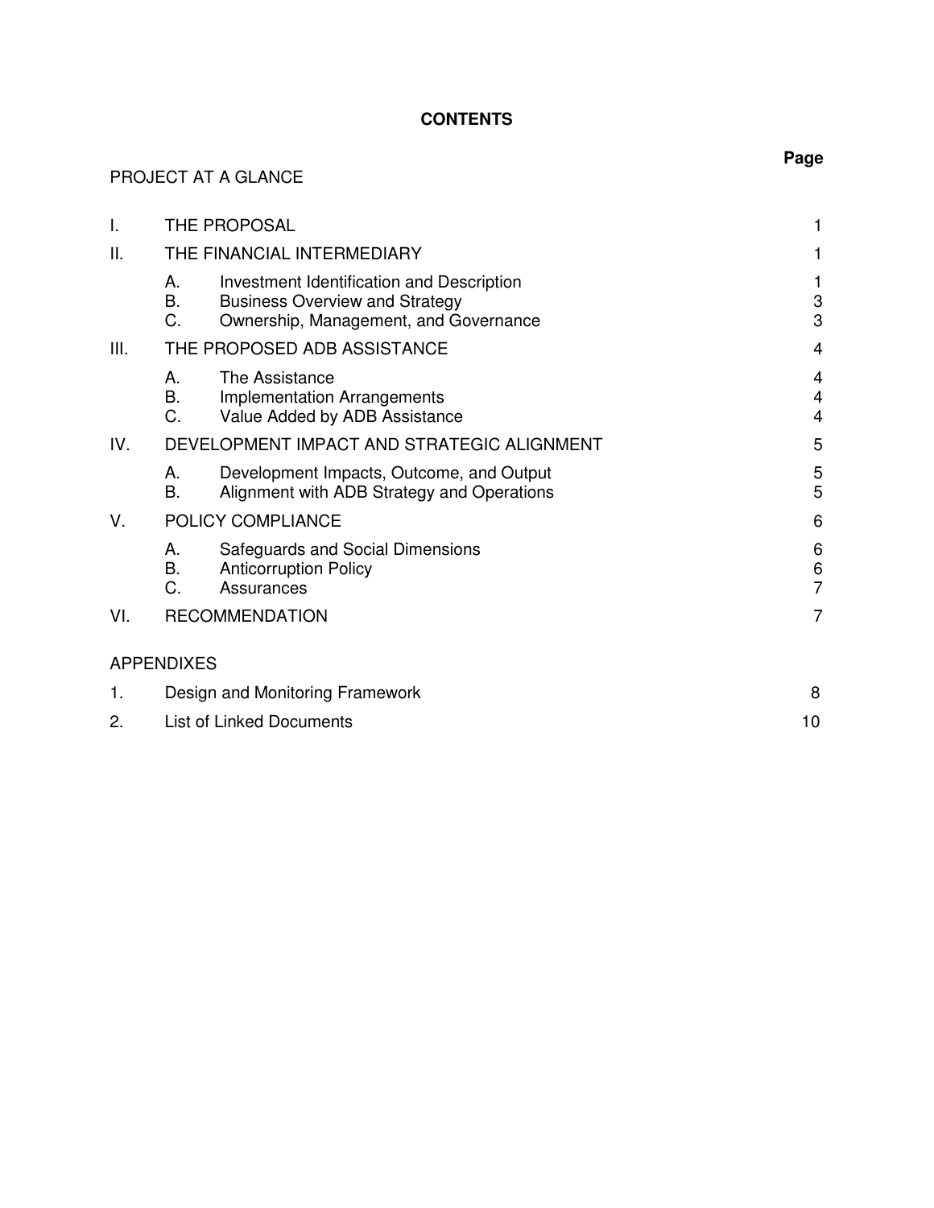# CONTENTS

| | | | Page |
|---|---|---|---|
| PROJECT AT A GLANCE | | | |
| I. | THE PROPOSAL | | 1 |
| II. | THE FINANCIAL INTERMEDIARY | | 1 |
| | A. | Investment Identification and Description | 1 |
| | B. | Business Overview and Strategy | 3 |
| | C. | Ownership, Management, and Governance | 3 |
| III. | THE PROPOSED ADB ASSISTANCE | | 4 |
| | A. | The Assistance | 4 |
| | B. | Implementation Arrangements | 4 |
| | C. | Value Added by ADB Assistance | 4 |
| IV. | DEVELOPMENT IMPACT AND STRATEGIC ALIGNMENT | | 5 |
| | A. | Development Impacts, Outcome, and Output | 5 |
| | B. | Alignment with ADB Strategy and Operations | 5 |
| V. | POLICY COMPLIANCE | | 6 |
| | A. | Safeguards and Social Dimensions | 6 |
| | B. | Anticorruption Policy | 6 |
| | C. | Assurances | 7 |
| VI. | RECOMMENDATION | | 7 |
| APPENDIXES | | | |
| 1. | Design and Monitoring Framework | | 8 |
| 2. | List of Linked Documents | | 10 |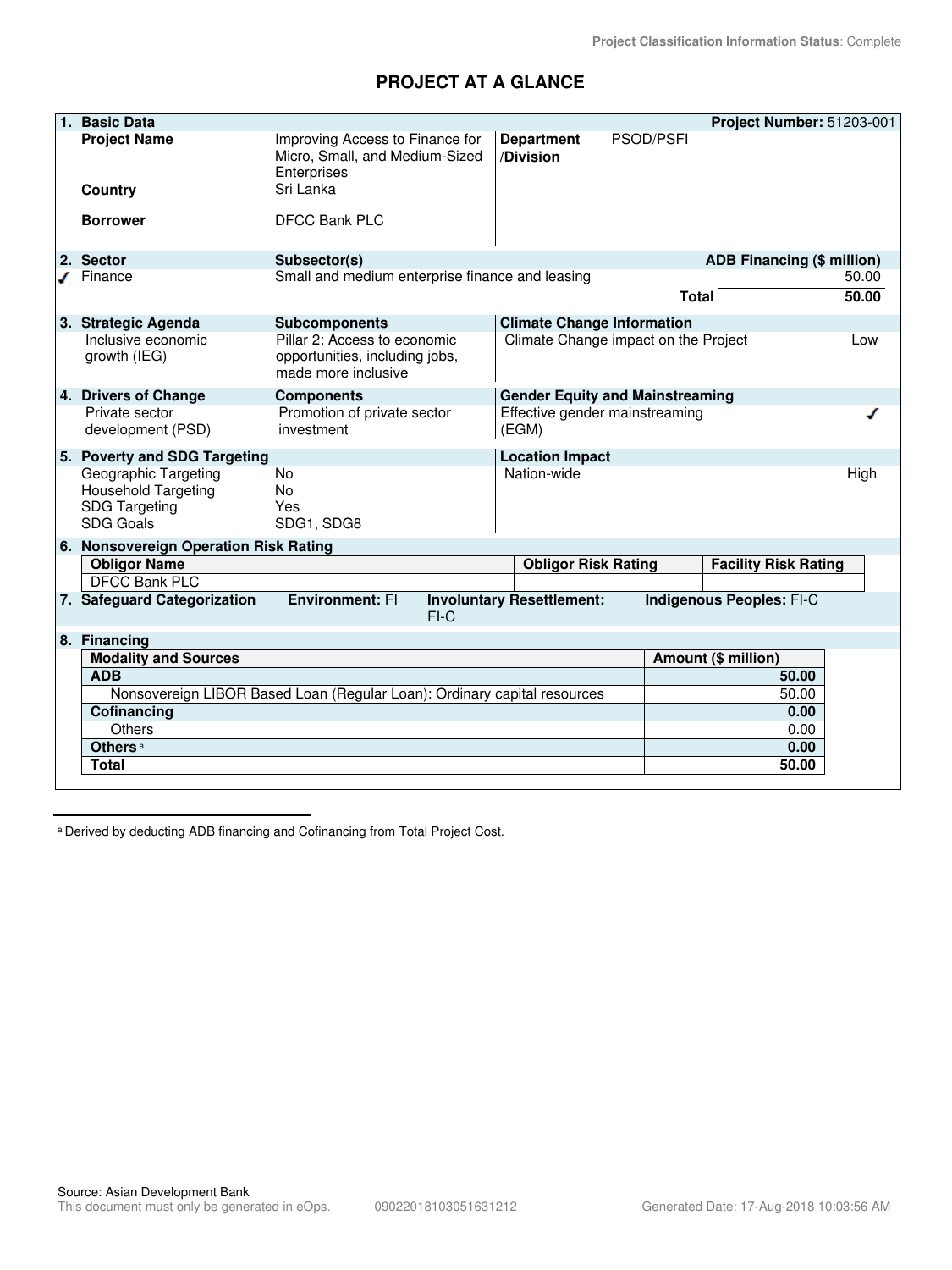Project Classification Information Status: Complete

# PROJECT AT A GLANCE

| 1. Basic Data | | | | Project Number: 51203-001 |
|---|---|---|---|---|
| Project Name | Improving Access to Finance for Micro, Small, and Medium-Sized Enterprises | Department /Division | PSOD/PSFI | |
| Country | Sri Lanka | | | |
| Borrower | DFCC Bank PLC | | | |

| 2. Sector | Subsector(s) | ADB Financing ($ million) |
|---|---|---|
| ✓ Finance | Small and medium enterprise finance and leasing | 50.00 |
| | **Total** | **50.00** |

| 3. Strategic Agenda | Subcomponents | Climate Change Information | |
|---|---|---|---|
| Inclusive economic growth (IEG) | Pillar 2: Access to economic opportunities, including jobs, made more inclusive | Climate Change impact on the Project | Low |

| 4. Drivers of Change | Components | Gender Equity and Mainstreaming | |
|---|---|---|---|
| Private sector development (PSD) | Promotion of private sector investment | Effective gender mainstreaming (EGM) | ✓ |

| 5. Poverty and SDG Targeting | | Location Impact | |
|---|---|---|---|
| Geographic Targeting | No | Nation-wide | High |
| Household Targeting | No | | |
| SDG Targeting | Yes | | |
| SDG Goals | SDG1, SDG8 | | |

**6. Nonsovereign Operation Risk Rating**

| Obligor Name | Obligor Risk Rating | Facility Risk Rating |
|---|---|---|
| DFCC Bank PLC | | |

**7. Safeguard Categorization** **Environment:** FI **Involuntary Resettlement:** FI-C **Indigenous Peoples:** FI-C

**8. Financing**

| Modality and Sources | Amount ($ million) |
|---|---|
| **ADB** | **50.00** |
| Nonsovereign LIBOR Based Loan (Regular Loan): Ordinary capital resources | 50.00 |
| **Cofinancing** | **0.00** |
| Others | 0.00 |
| **Others** [a] | **0.00** |
| **Total** | **50.00** |

[a] Derived by deducting ADB financing and Cofinancing from Total Project Cost.

Source: Asian Development Bank

This document must only be generated in eOps. 09022018103051631212 Generated Date: 17-Aug-2018 10:03:56 AM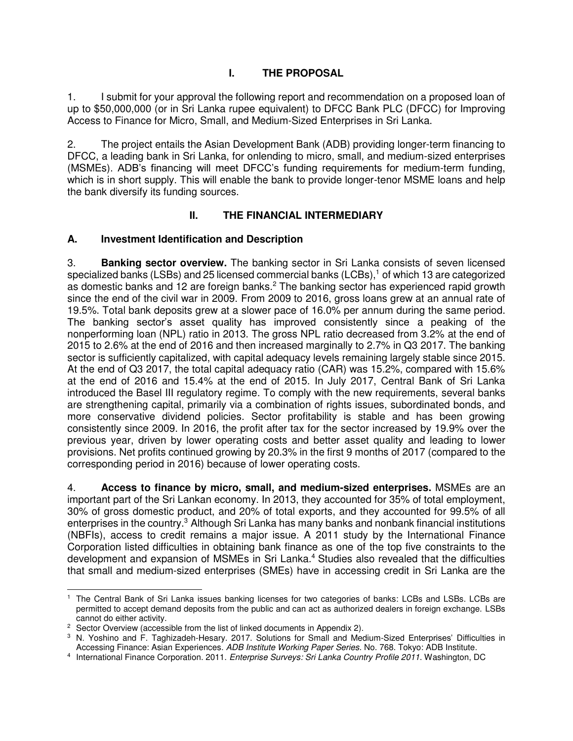## I. THE PROPOSAL

1. I submit for your approval the following report and recommendation on a proposed loan of up to $50,000,000 (or in Sri Lanka rupee equivalent) to DFCC Bank PLC (DFCC) for Improving Access to Finance for Micro, Small, and Medium-Sized Enterprises in Sri Lanka.

2. The project entails the Asian Development Bank (ADB) providing longer-term financing to DFCC, a leading bank in Sri Lanka, for onlending to micro, small, and medium-sized enterprises (MSMEs). ADB's financing will meet DFCC's funding requirements for medium-term funding, which is in short supply. This will enable the bank to provide longer-tenor MSME loans and help the bank diversify its funding sources.

## II. THE FINANCIAL INTERMEDIARY

### A. Investment Identification and Description

3. **Banking sector overview.** The banking sector in Sri Lanka consists of seven licensed specialized banks (LSBs) and 25 licensed commercial banks (LCBs),[1] of which 13 are categorized as domestic banks and 12 are foreign banks.[2] The banking sector has experienced rapid growth since the end of the civil war in 2009. From 2009 to 2016, gross loans grew at an annual rate of 19.5%. Total bank deposits grew at a slower pace of 16.0% per annum during the same period. The banking sector's asset quality has improved consistently since a peaking of the nonperforming loan (NPL) ratio in 2013. The gross NPL ratio decreased from 3.2% at the end of 2015 to 2.6% at the end of 2016 and then increased marginally to 2.7% in Q3 2017. The banking sector is sufficiently capitalized, with capital adequacy levels remaining largely stable since 2015. At the end of Q3 2017, the total capital adequacy ratio (CAR) was 15.2%, compared with 15.6% at the end of 2016 and 15.4% at the end of 2015. In July 2017, Central Bank of Sri Lanka introduced the Basel III regulatory regime. To comply with the new requirements, several banks are strengthening capital, primarily via a combination of rights issues, subordinated bonds, and more conservative dividend policies. Sector profitability is stable and has been growing consistently since 2009. In 2016, the profit after tax for the sector increased by 19.9% over the previous year, driven by lower operating costs and better asset quality and leading to lower provisions. Net profits continued growing by 20.3% in the first 9 months of 2017 (compared to the corresponding period in 2016) because of lower operating costs.

4. **Access to finance by micro, small, and medium-sized enterprises.** MSMEs are an important part of the Sri Lankan economy. In 2013, they accounted for 35% of total employment, 30% of gross domestic product, and 20% of total exports, and they accounted for 99.5% of all enterprises in the country.[3] Although Sri Lanka has many banks and nonbank financial institutions (NBFIs), access to credit remains a major issue. A 2011 study by the International Finance Corporation listed difficulties in obtaining bank finance as one of the top five constraints to the development and expansion of MSMEs in Sri Lanka.[4] Studies also revealed that the difficulties that small and medium-sized enterprises (SMEs) have in accessing credit in Sri Lanka are the

---

[1] The Central Bank of Sri Lanka issues banking licenses for two categories of banks: LCBs and LSBs. LCBs are permitted to accept demand deposits from the public and can act as authorized dealers in foreign exchange. LSBs cannot do either activity.

[2] Sector Overview (accessible from the list of linked documents in Appendix 2).

[3] N. Yoshino and F. Taghizadeh-Hesary. 2017. Solutions for Small and Medium-Sized Enterprises' Difficulties in Accessing Finance: Asian Experiences. *ADB Institute Working Paper Series*. No. 768. Tokyo: ADB Institute.

[4] International Finance Corporation. 2011. *Enterprise Surveys: Sri Lanka Country Profile 2011*. Washington, DC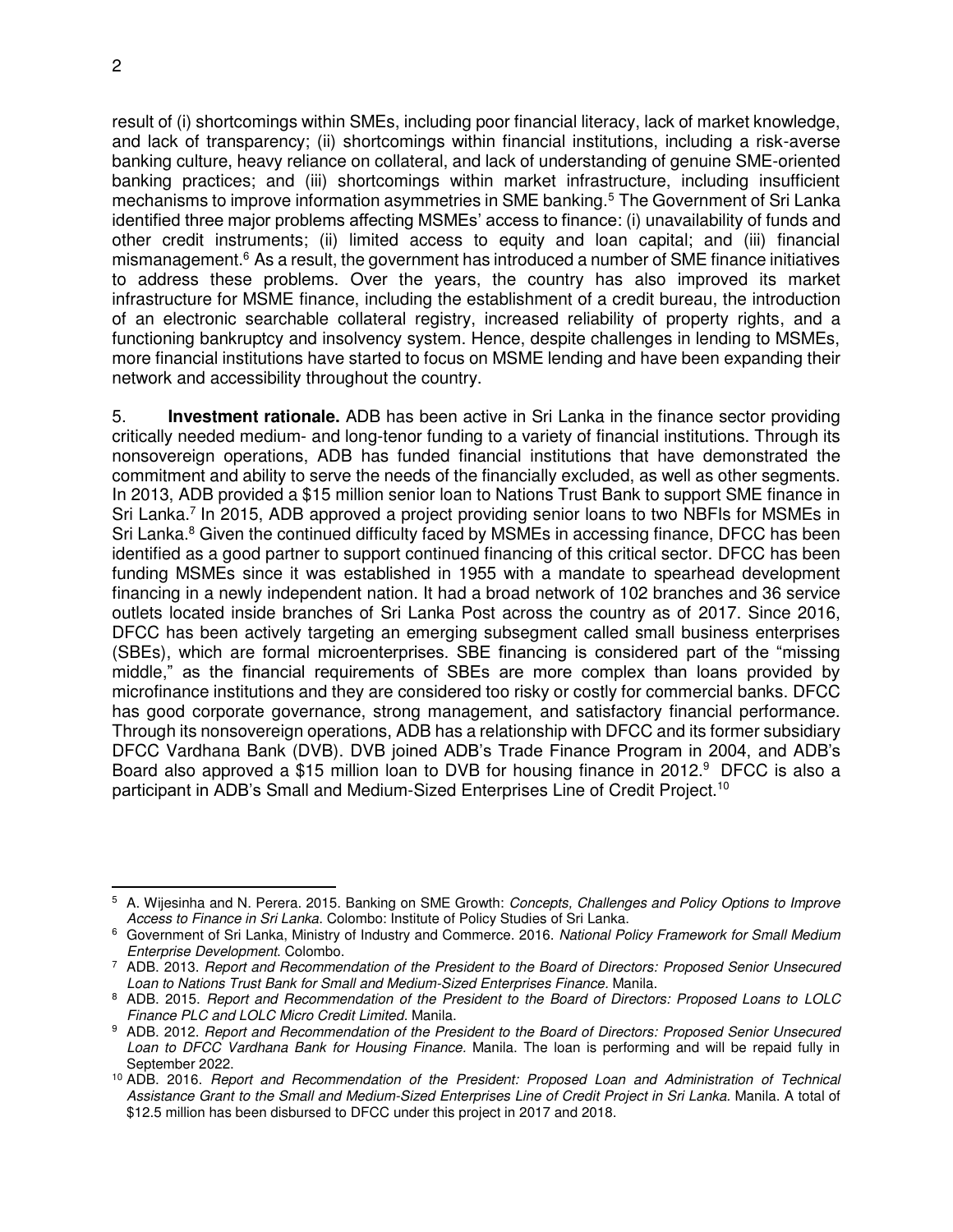result of (i) shortcomings within SMEs, including poor financial literacy, lack of market knowledge, and lack of transparency; (ii) shortcomings within financial institutions, including a risk-averse banking culture, heavy reliance on collateral, and lack of understanding of genuine SME-oriented banking practices; and (iii) shortcomings within market infrastructure, including insufficient mechanisms to improve information asymmetries in SME banking.[5] The Government of Sri Lanka identified three major problems affecting MSMEs' access to finance: (i) unavailability of funds and other credit instruments; (ii) limited access to equity and loan capital; and (iii) financial mismanagement.[6] As a result, the government has introduced a number of SME finance initiatives to address these problems. Over the years, the country has also improved its market infrastructure for MSME finance, including the establishment of a credit bureau, the introduction of an electronic searchable collateral registry, increased reliability of property rights, and a functioning bankruptcy and insolvency system. Hence, despite challenges in lending to MSMEs, more financial institutions have started to focus on MSME lending and have been expanding their network and accessibility throughout the country.

5. **Investment rationale.** ADB has been active in Sri Lanka in the finance sector providing critically needed medium- and long-tenor funding to a variety of financial institutions. Through its nonsovereign operations, ADB has funded financial institutions that have demonstrated the commitment and ability to serve the needs of the financially excluded, as well as other segments. In 2013, ADB provided a $15 million senior loan to Nations Trust Bank to support SME finance in Sri Lanka.[7] In 2015, ADB approved a project providing senior loans to two NBFIs for MSMEs in Sri Lanka.[8] Given the continued difficulty faced by MSMEs in accessing finance, DFCC has been identified as a good partner to support continued financing of this critical sector. DFCC has been funding MSMEs since it was established in 1955 with a mandate to spearhead development financing in a newly independent nation. It had a broad network of 102 branches and 36 service outlets located inside branches of Sri Lanka Post across the country as of 2017. Since 2016, DFCC has been actively targeting an emerging subsegment called small business enterprises (SBEs), which are formal microenterprises. SBE financing is considered part of the "missing middle," as the financial requirements of SBEs are more complex than loans provided by microfinance institutions and they are considered too risky or costly for commercial banks. DFCC has good corporate governance, strong management, and satisfactory financial performance. Through its nonsovereign operations, ADB has a relationship with DFCC and its former subsidiary DFCC Vardhana Bank (DVB). DVB joined ADB's Trade Finance Program in 2004, and ADB's Board also approved a $15 million loan to DVB for housing finance in 2012.[9] DFCC is also a participant in ADB's Small and Medium-Sized Enterprises Line of Credit Project.[10]

---

[5] A. Wijesinha and N. Perera. 2015. Banking on SME Growth: *Concepts, Challenges and Policy Options to Improve Access to Finance in Sri Lanka*. Colombo: Institute of Policy Studies of Sri Lanka.

[6] Government of Sri Lanka, Ministry of Industry and Commerce. 2016. *National Policy Framework for Small Medium Enterprise Development*. Colombo.

[7] ADB. 2013. *Report and Recommendation of the President to the Board of Directors: Proposed Senior Unsecured Loan to Nations Trust Bank for Small and Medium-Sized Enterprises Finance*. Manila.

[8] ADB. 2015. *Report and Recommendation of the President to the Board of Directors: Proposed Loans to LOLC Finance PLC and LOLC Micro Credit Limited.* Manila.

[9] ADB. 2012. *Report and Recommendation of the President to the Board of Directors: Proposed Senior Unsecured Loan to DFCC Vardhana Bank for Housing Finance.* Manila. The loan is performing and will be repaid fully in September 2022.

[10] ADB. 2016. *Report and Recommendation of the President: Proposed Loan and Administration of Technical Assistance Grant to the Small and Medium-Sized Enterprises Line of Credit Project in Sri Lanka.* Manila. A total of $12.5 million has been disbursed to DFCC under this project in 2017 and 2018.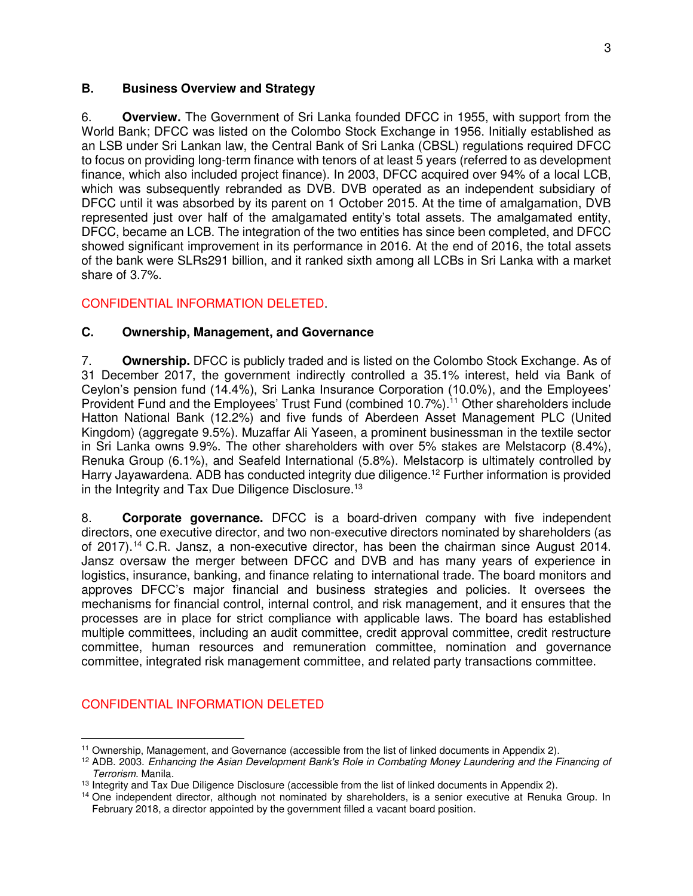## B. Business Overview and Strategy

6. **Overview.** The Government of Sri Lanka founded DFCC in 1955, with support from the World Bank; DFCC was listed on the Colombo Stock Exchange in 1956. Initially established as an LSB under Sri Lankan law, the Central Bank of Sri Lanka (CBSL) regulations required DFCC to focus on providing long-term finance with tenors of at least 5 years (referred to as development finance, which also included project finance). In 2003, DFCC acquired over 94% of a local LCB, which was subsequently rebranded as DVB. DVB operated as an independent subsidiary of DFCC until it was absorbed by its parent on 1 October 2015. At the time of amalgamation, DVB represented just over half of the amalgamated entity's total assets. The amalgamated entity, DFCC, became an LCB. The integration of the two entities has since been completed, and DFCC showed significant improvement in its performance in 2016. At the end of 2016, the total assets of the bank were SLRs291 billion, and it ranked sixth among all LCBs in Sri Lanka with a market share of 3.7%.

CONFIDENTIAL INFORMATION DELETED.

## C. Ownership, Management, and Governance

7. **Ownership.** DFCC is publicly traded and is listed on the Colombo Stock Exchange. As of 31 December 2017, the government indirectly controlled a 35.1% interest, held via Bank of Ceylon's pension fund (14.4%), Sri Lanka Insurance Corporation (10.0%), and the Employees' Provident Fund and the Employees' Trust Fund (combined 10.7%).[11] Other shareholders include Hatton National Bank (12.2%) and five funds of Aberdeen Asset Management PLC (United Kingdom) (aggregate 9.5%). Muzaffar Ali Yaseen, a prominent businessman in the textile sector in Sri Lanka owns 9.9%. The other shareholders with over 5% stakes are Melstacorp (8.4%), Renuka Group (6.1%), and Seafeld International (5.8%). Melstacorp is ultimately controlled by Harry Jayawardena. ADB has conducted integrity due diligence.[12] Further information is provided in the Integrity and Tax Due Diligence Disclosure.[13]

8. **Corporate governance.** DFCC is a board-driven company with five independent directors, one executive director, and two non-executive directors nominated by shareholders (as of 2017).[14] C.R. Jansz, a non-executive director, has been the chairman since August 2014. Jansz oversaw the merger between DFCC and DVB and has many years of experience in logistics, insurance, banking, and finance relating to international trade. The board monitors and approves DFCC's major financial and business strategies and policies. It oversees the mechanisms for financial control, internal control, and risk management, and it ensures that the processes are in place for strict compliance with applicable laws. The board has established multiple committees, including an audit committee, credit approval committee, credit restructure committee, human resources and remuneration committee, nomination and governance committee, integrated risk management committee, and related party transactions committee.

CONFIDENTIAL INFORMATION DELETED

---

[11] Ownership, Management, and Governance (accessible from the list of linked documents in Appendix 2).

[12] ADB. 2003. *Enhancing the Asian Development Bank's Role in Combating Money Laundering and the Financing of Terrorism*. Manila.

[13] Integrity and Tax Due Diligence Disclosure (accessible from the list of linked documents in Appendix 2).

[14] One independent director, although not nominated by shareholders, is a senior executive at Renuka Group. In February 2018, a director appointed by the government filled a vacant board position.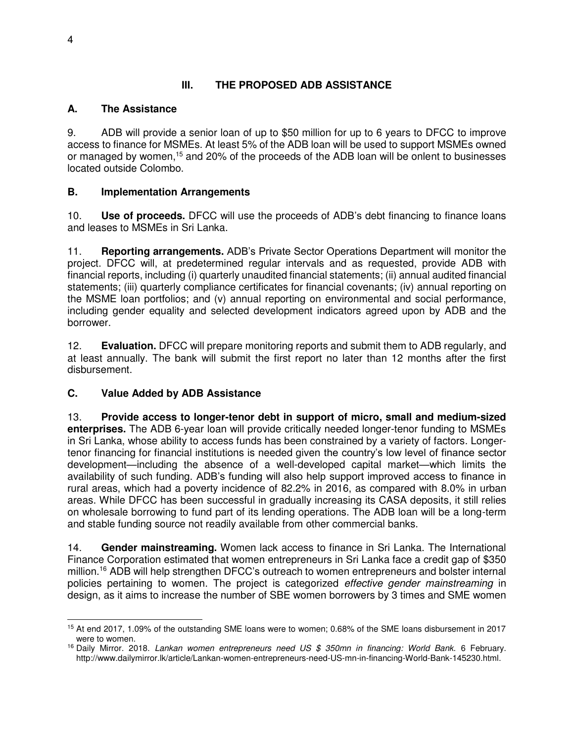## III. THE PROPOSED ADB ASSISTANCE

### A. The Assistance

9. ADB will provide a senior loan of up to $50 million for up to 6 years to DFCC to improve access to finance for MSMEs. At least 5% of the ADB loan will be used to support MSMEs owned or managed by women,[15] and 20% of the proceeds of the ADB loan will be onlent to businesses located outside Colombo.

### B. Implementation Arrangements

10. **Use of proceeds.** DFCC will use the proceeds of ADB's debt financing to finance loans and leases to MSMEs in Sri Lanka.

11. **Reporting arrangements.** ADB's Private Sector Operations Department will monitor the project. DFCC will, at predetermined regular intervals and as requested, provide ADB with financial reports, including (i) quarterly unaudited financial statements; (ii) annual audited financial statements; (iii) quarterly compliance certificates for financial covenants; (iv) annual reporting on the MSME loan portfolios; and (v) annual reporting on environmental and social performance, including gender equality and selected development indicators agreed upon by ADB and the borrower.

12. **Evaluation.** DFCC will prepare monitoring reports and submit them to ADB regularly, and at least annually. The bank will submit the first report no later than 12 months after the first disbursement.

### C. Value Added by ADB Assistance

13. **Provide access to longer-tenor debt in support of micro, small and medium-sized enterprises.** The ADB 6-year loan will provide critically needed longer-tenor funding to MSMEs in Sri Lanka, whose ability to access funds has been constrained by a variety of factors. Longer-tenor financing for financial institutions is needed given the country's low level of finance sector development—including the absence of a well-developed capital market—which limits the availability of such funding. ADB's funding will also help support improved access to finance in rural areas, which had a poverty incidence of 82.2% in 2016, as compared with 8.0% in urban areas. While DFCC has been successful in gradually increasing its CASA deposits, it still relies on wholesale borrowing to fund part of its lending operations. The ADB loan will be a long-term and stable funding source not readily available from other commercial banks.

14. **Gender mainstreaming.** Women lack access to finance in Sri Lanka. The International Finance Corporation estimated that women entrepreneurs in Sri Lanka face a credit gap of $350 million.[16] ADB will help strengthen DFCC's outreach to women entrepreneurs and bolster internal policies pertaining to women. The project is categorized *effective gender mainstreaming* in design, as it aims to increase the number of SBE women borrowers by 3 times and SME women

---

[15] At end 2017, 1.09% of the outstanding SME loans were to women; 0.68% of the SME loans disbursement in 2017 were to women.

[16] Daily Mirror. 2018. *Lankan women entrepreneurs need US $ 350mn in financing: World Bank.* 6 February. http://www.dailymirror.lk/article/Lankan-women-entrepreneurs-need-US-mn-in-financing-World-Bank-145230.html.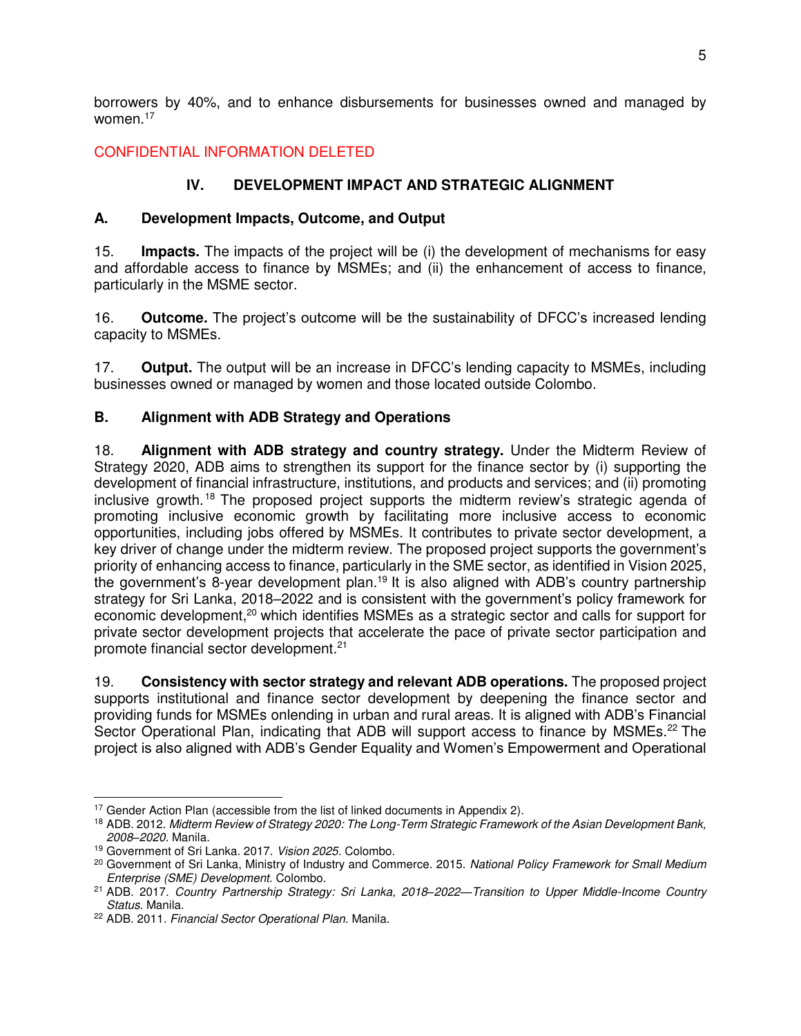borrowers by 40%, and to enhance disbursements for businesses owned and managed by women.[17]

CONFIDENTIAL INFORMATION DELETED

## IV. DEVELOPMENT IMPACT AND STRATEGIC ALIGNMENT

### A. Development Impacts, Outcome, and Output

15. **Impacts.** The impacts of the project will be (i) the development of mechanisms for easy and affordable access to finance by MSMEs; and (ii) the enhancement of access to finance, particularly in the MSME sector.

16. **Outcome.** The project's outcome will be the sustainability of DFCC's increased lending capacity to MSMEs.

17. **Output.** The output will be an increase in DFCC's lending capacity to MSMEs, including businesses owned or managed by women and those located outside Colombo.

### B. Alignment with ADB Strategy and Operations

18. **Alignment with ADB strategy and country strategy.** Under the Midterm Review of Strategy 2020, ADB aims to strengthen its support for the finance sector by (i) supporting the development of financial infrastructure, institutions, and products and services; and (ii) promoting inclusive growth.[18] The proposed project supports the midterm review's strategic agenda of promoting inclusive economic growth by facilitating more inclusive access to economic opportunities, including jobs offered by MSMEs. It contributes to private sector development, a key driver of change under the midterm review. The proposed project supports the government's priority of enhancing access to finance, particularly in the SME sector, as identified in Vision 2025, the government's 8-year development plan.[19] It is also aligned with ADB's country partnership strategy for Sri Lanka, 2018–2022 and is consistent with the government's policy framework for economic development,[20] which identifies MSMEs as a strategic sector and calls for support for private sector development projects that accelerate the pace of private sector participation and promote financial sector development.[21]

19. **Consistency with sector strategy and relevant ADB operations.** The proposed project supports institutional and finance sector development by deepening the finance sector and providing funds for MSMEs onlending in urban and rural areas. It is aligned with ADB's Financial Sector Operational Plan, indicating that ADB will support access to finance by MSMEs.[22] The project is also aligned with ADB's Gender Equality and Women's Empowerment and Operational

---

[17] Gender Action Plan (accessible from the list of linked documents in Appendix 2).

[18] ADB. 2012. *Midterm Review of Strategy 2020: The Long-Term Strategic Framework of the Asian Development Bank, 2008–2020.* Manila.

[19] Government of Sri Lanka. 2017. *Vision 2025.* Colombo.

[20] Government of Sri Lanka, Ministry of Industry and Commerce. 2015. *National Policy Framework for Small Medium Enterprise (SME) Development.* Colombo.

[21] ADB. 2017. *Country Partnership Strategy: Sri Lanka, 2018–2022—Transition to Upper Middle-Income Country Status.* Manila.

[22] ADB. 2011. *Financial Sector Operational Plan.* Manila.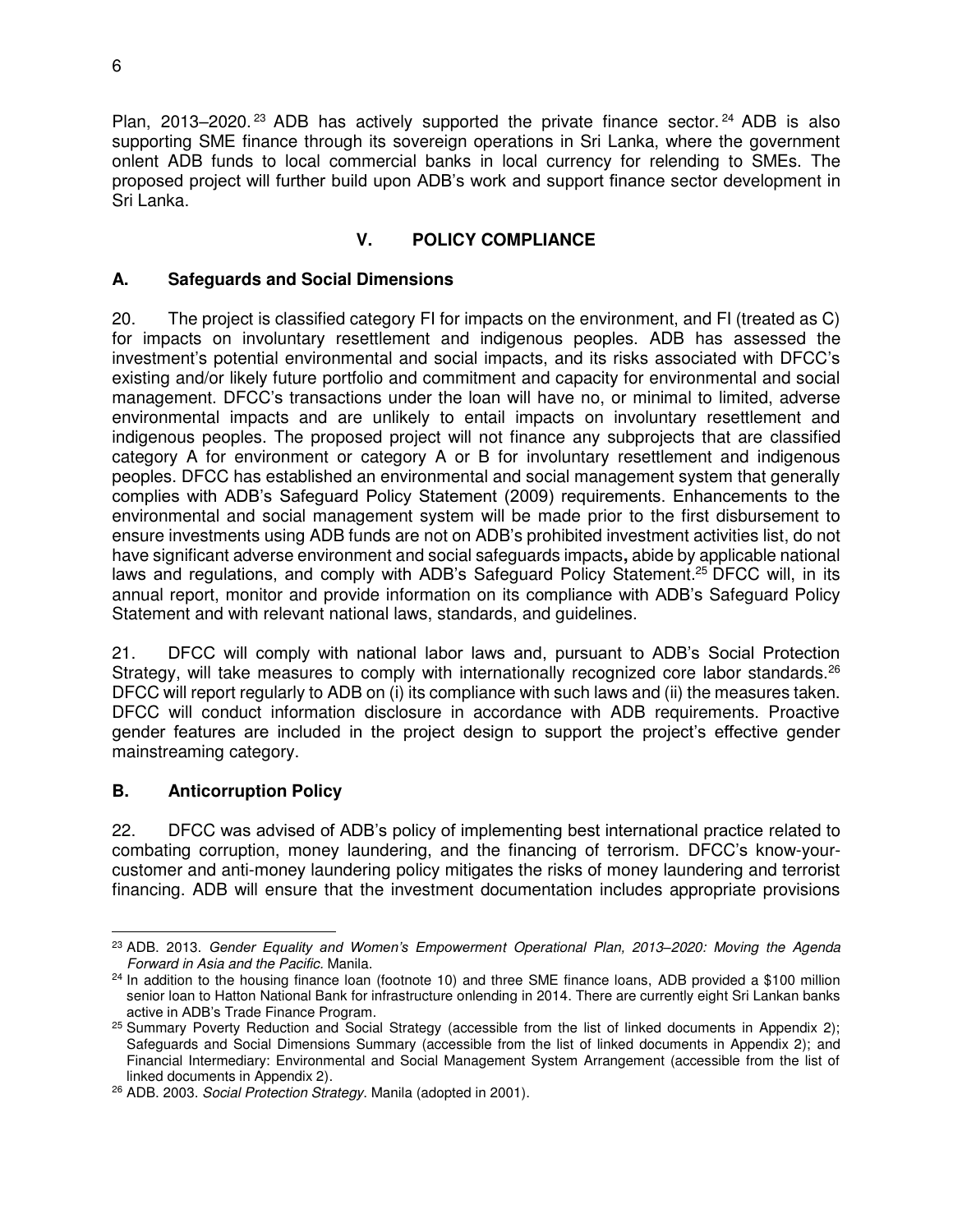Plan, 2013–2020.[23] ADB has actively supported the private finance sector.[24] ADB is also supporting SME finance through its sovereign operations in Sri Lanka, where the government onlent ADB funds to local commercial banks in local currency for relending to SMEs. The proposed project will further build upon ADB's work and support finance sector development in Sri Lanka.

## V. POLICY COMPLIANCE

### A. Safeguards and Social Dimensions

20. The project is classified category FI for impacts on the environment, and FI (treated as C) for impacts on involuntary resettlement and indigenous peoples. ADB has assessed the investment's potential environmental and social impacts, and its risks associated with DFCC's existing and/or likely future portfolio and commitment and capacity for environmental and social management. DFCC's transactions under the loan will have no, or minimal to limited, adverse environmental impacts and are unlikely to entail impacts on involuntary resettlement and indigenous peoples. The proposed project will not finance any subprojects that are classified category A for environment or category A or B for involuntary resettlement and indigenous peoples. DFCC has established an environmental and social management system that generally complies with ADB's Safeguard Policy Statement (2009) requirements. Enhancements to the environmental and social management system will be made prior to the first disbursement to ensure investments using ADB funds are not on ADB's prohibited investment activities list, do not have significant adverse environment and social safeguards impacts, abide by applicable national laws and regulations, and comply with ADB's Safeguard Policy Statement.[25] DFCC will, in its annual report, monitor and provide information on its compliance with ADB's Safeguard Policy Statement and with relevant national laws, standards, and guidelines.

21. DFCC will comply with national labor laws and, pursuant to ADB's Social Protection Strategy, will take measures to comply with internationally recognized core labor standards.[26] DFCC will report regularly to ADB on (i) its compliance with such laws and (ii) the measures taken. DFCC will conduct information disclosure in accordance with ADB requirements. Proactive gender features are included in the project design to support the project's effective gender mainstreaming category.

### B. Anticorruption Policy

22. DFCC was advised of ADB's policy of implementing best international practice related to combating corruption, money laundering, and the financing of terrorism. DFCC's know-your-customer and anti-money laundering policy mitigates the risks of money laundering and terrorist financing. ADB will ensure that the investment documentation includes appropriate provisions

---

[23] ADB. 2013. *Gender Equality and Women's Empowerment Operational Plan, 2013–2020: Moving the Agenda Forward in Asia and the Pacific*. Manila.

[24] In addition to the housing finance loan (footnote 10) and three SME finance loans, ADB provided a $100 million senior loan to Hatton National Bank for infrastructure onlending in 2014. There are currently eight Sri Lankan banks active in ADB's Trade Finance Program.

[25] Summary Poverty Reduction and Social Strategy (accessible from the list of linked documents in Appendix 2); Safeguards and Social Dimensions Summary (accessible from the list of linked documents in Appendix 2); and Financial Intermediary: Environmental and Social Management System Arrangement (accessible from the list of linked documents in Appendix 2).

[26] ADB. 2003. *Social Protection Strategy*. Manila (adopted in 2001).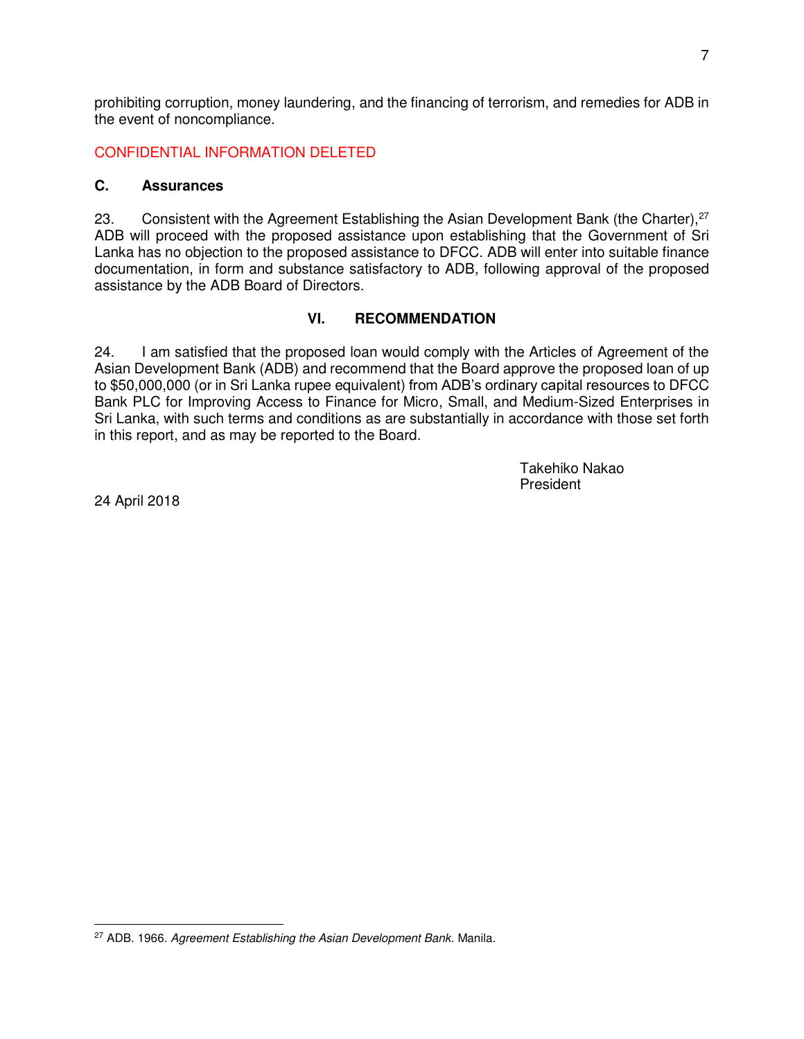prohibiting corruption, money laundering, and the financing of terrorism, and remedies for ADB in the event of noncompliance.

CONFIDENTIAL INFORMATION DELETED

### C. Assurances

23. Consistent with the Agreement Establishing the Asian Development Bank (the Charter),[27] ADB will proceed with the proposed assistance upon establishing that the Government of Sri Lanka has no objection to the proposed assistance to DFCC. ADB will enter into suitable finance documentation, in form and substance satisfactory to ADB, following approval of the proposed assistance by the ADB Board of Directors.

## VI. RECOMMENDATION

24. I am satisfied that the proposed loan would comply with the Articles of Agreement of the Asian Development Bank (ADB) and recommend that the Board approve the proposed loan of up to $50,000,000 (or in Sri Lanka rupee equivalent) from ADB's ordinary capital resources to DFCC Bank PLC for Improving Access to Finance for Micro, Small, and Medium-Sized Enterprises in Sri Lanka, with such terms and conditions as are substantially in accordance with those set forth in this report, and as may be reported to the Board.

Takehiko Nakao
President

24 April 2018

[27] ADB. 1966. *Agreement Establishing the Asian Development Bank.* Manila.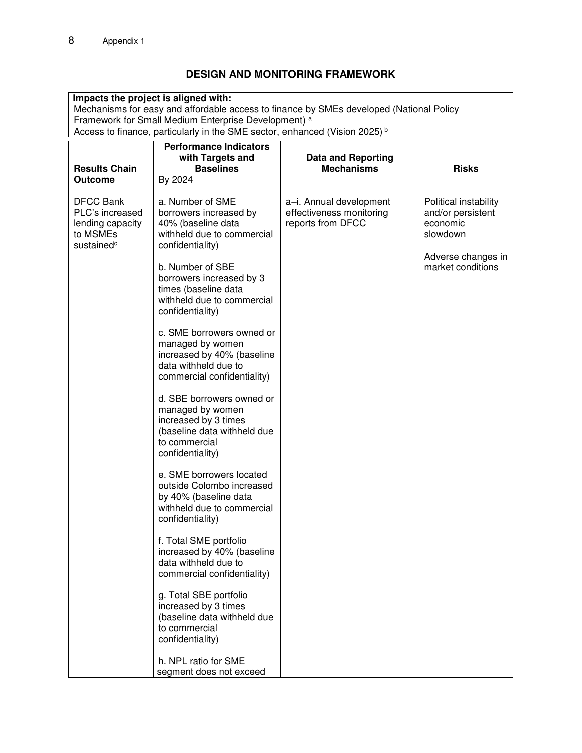## DESIGN AND MONITORING FRAMEWORK

| **Impacts the project is aligned with:** |
|---|
| Mechanisms for easy and affordable access to finance by SMEs developed (National Policy Framework for Small Medium Enterprise Development) [a] |
| Access to finance, particularly in the SME sector, enhanced (Vision 2025) [b] |

| Results Chain | Performance Indicators with Targets and Baselines | Data and Reporting Mechanisms | Risks |
|---|---|---|---|
| **Outcome**<br><br>DFCC Bank PLC's increased lending capacity to MSMEs sustained[c] | By 2024<br><br>a. Number of SME borrowers increased by 40% (baseline data withheld due to commercial confidentiality)<br><br>b. Number of SBE borrowers increased by 3 times (baseline data withheld due to commercial confidentiality)<br><br>c. SME borrowers owned or managed by women increased by 40% (baseline data withheld due to commercial confidentiality)<br><br>d. SBE borrowers owned or managed by women increased by 3 times (baseline data withheld due to commercial confidentiality)<br><br>e. SME borrowers located outside Colombo increased by 40% (baseline data withheld due to commercial confidentiality)<br><br>f. Total SME portfolio increased by 40% (baseline data withheld due to commercial confidentiality)<br><br>g. Total SBE portfolio increased by 3 times (baseline data withheld due to commercial confidentiality)<br><br>h. NPL ratio for SME segment does not exceed | a–i. Annual development effectiveness monitoring reports from DFCC | Political instability and/or persistent economic slowdown<br><br>Adverse changes in market conditions |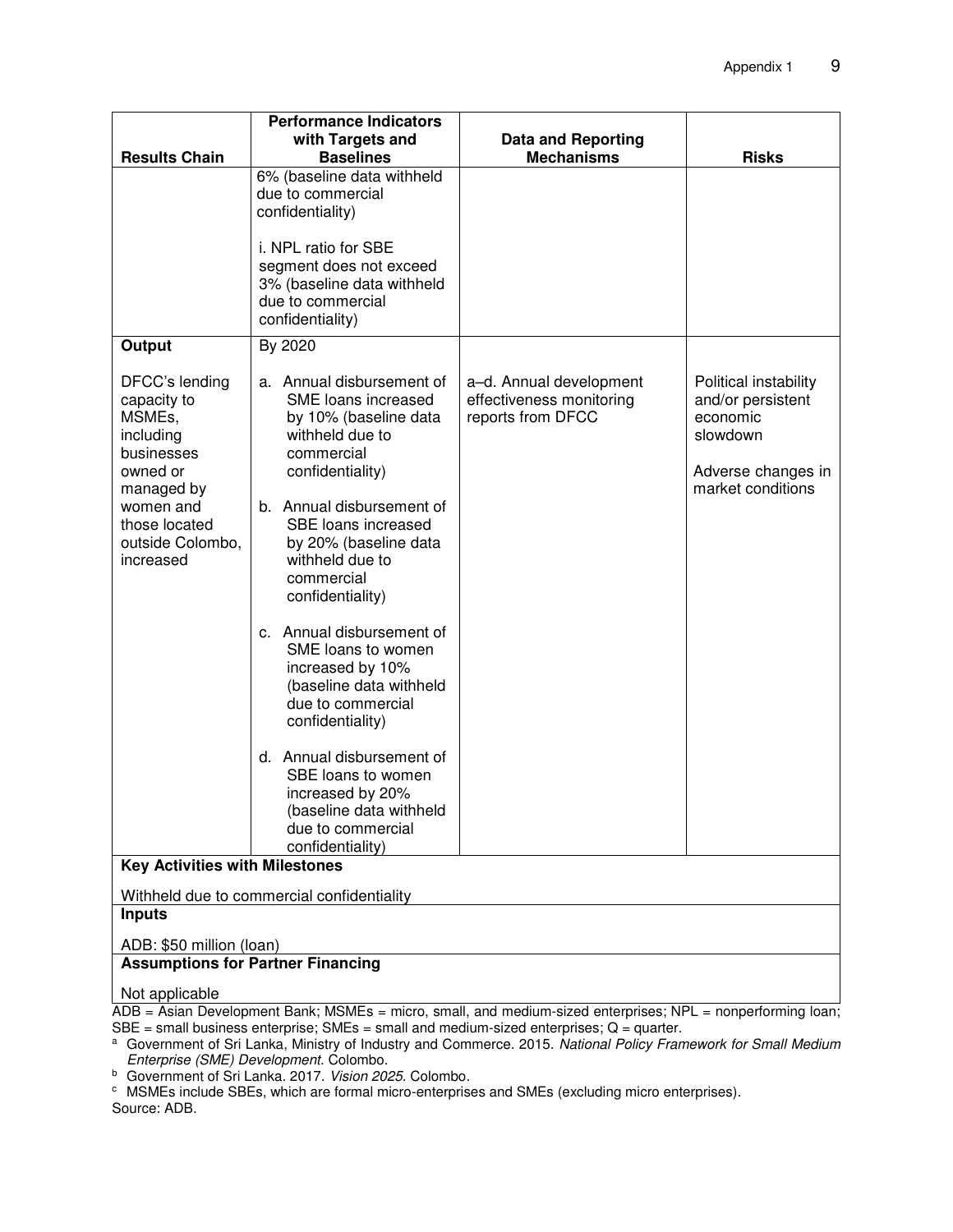| Results Chain | Performance Indicators with Targets and Baselines | Data and Reporting Mechanisms | Risks |
|---|---|---|---|
| | 6% (baseline data withheld due to commercial confidentiality)<br><br>i. NPL ratio for SBE segment does not exceed 3% (baseline data withheld due to commercial confidentiality) | | |
| **Output**<br><br>DFCC's lending capacity to MSMEs, including businesses owned or managed by women and those located outside Colombo, increased | By 2020<br><br>a. Annual disbursement of SME loans increased by 10% (baseline data withheld due to commercial confidentiality)<br><br>b. Annual disbursement of SBE loans increased by 20% (baseline data withheld due to commercial confidentiality)<br><br>c. Annual disbursement of SME loans to women increased by 10% (baseline data withheld due to commercial confidentiality)<br><br>d. Annual disbursement of SBE loans to women increased by 20% (baseline data withheld due to commercial confidentiality) | a–d. Annual development effectiveness monitoring reports from DFCC | Political instability and/or persistent economic slowdown<br><br>Adverse changes in market conditions |
| **Key Activities with Milestones**<br><br>Withheld due to commercial confidentiality | | | |
| **Inputs**<br><br>ADB: $50 million (loan) | | | |
| **Assumptions for Partner Financing**<br><br>Not applicable | | | |

ADB = Asian Development Bank; MSMEs = micro, small, and medium-sized enterprises; NPL = nonperforming loan; SBE = small business enterprise; SMEs = small and medium-sized enterprises; Q = quarter.

[a] Government of Sri Lanka, Ministry of Industry and Commerce. 2015. *National Policy Framework for Small Medium Enterprise (SME) Development*. Colombo.

[b] Government of Sri Lanka. 2017. *Vision 2025*. Colombo.

[c] MSMEs include SBEs, which are formal micro-enterprises and SMEs (excluding micro enterprises).

Source: ADB.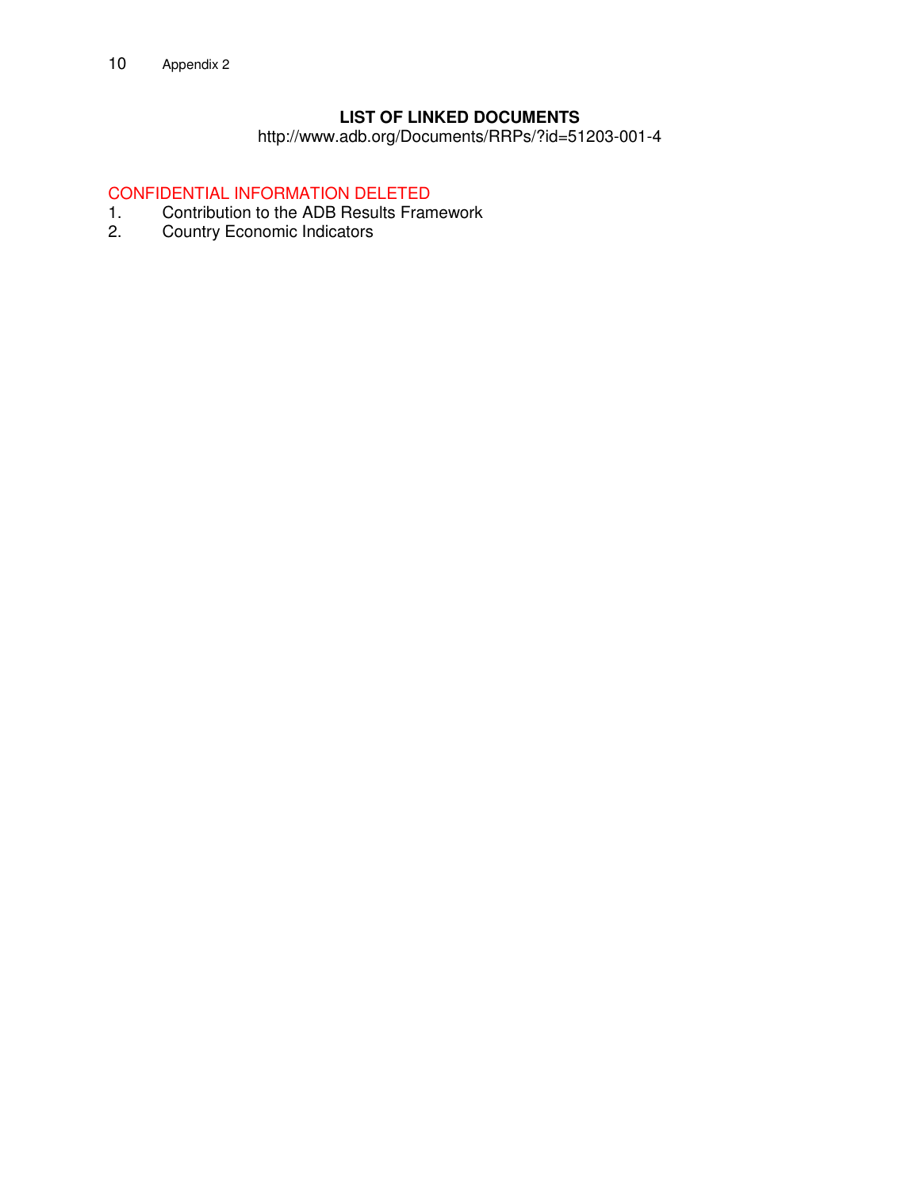## LIST OF LINKED DOCUMENTS

http://www.adb.org/Documents/RRPs/?id=51203-001-4

CONFIDENTIAL INFORMATION DELETED

1. Contribution to the ADB Results Framework
2. Country Economic Indicators